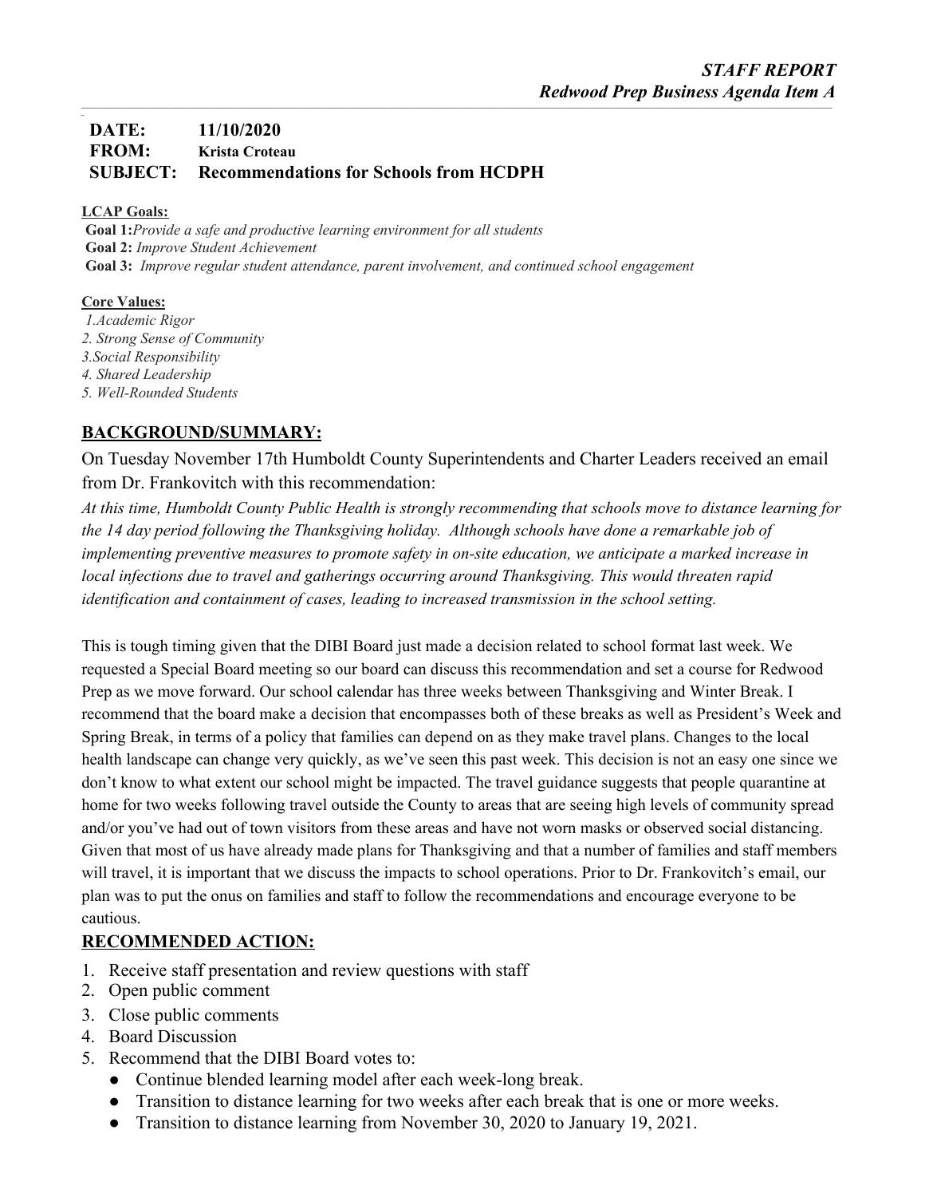***STAFF REPORT***
***Redwood Prep Business Agenda Item A***

**DATE:** **11/10/2020**
**FROM:** **Krista Croteau**
**SUBJECT:** **Recommendations for Schools from HCDPH**

**LCAP Goals:**

**Goal 1:** *Provide a safe and productive learning environment for all students*
**Goal 2:** *Improve Student Achievement*
**Goal 3:** *Improve regular student attendance, parent involvement, and continued school engagement*

**Core Values:**

*1.Academic Rigor*
*2. Strong Sense of Community*
*3.Social Responsibility*
*4. Shared Leadership*
*5. Well-Rounded Students*

## BACKGROUND/SUMMARY:

On Tuesday November 17th Humboldt County Superintendents and Charter Leaders received an email from Dr. Frankovitch with this recommendation:

*At this time, Humboldt County Public Health is strongly recommending that schools move to distance learning for the 14 day period following the Thanksgiving holiday. Although schools have done a remarkable job of implementing preventive measures to promote safety in on-site education, we anticipate a marked increase in local infections due to travel and gatherings occurring around Thanksgiving. This would threaten rapid identification and containment of cases, leading to increased transmission in the school setting.*

This is tough timing given that the DIBI Board just made a decision related to school format last week. We requested a Special Board meeting so our board can discuss this recommendation and set a course for Redwood Prep as we move forward. Our school calendar has three weeks between Thanksgiving and Winter Break. I recommend that the board make a decision that encompasses both of these breaks as well as President's Week and Spring Break, in terms of a policy that families can depend on as they make travel plans. Changes to the local health landscape can change very quickly, as we've seen this past week. This decision is not an easy one since we don't know to what extent our school might be impacted. The travel guidance suggests that people quarantine at home for two weeks following travel outside the County to areas that are seeing high levels of community spread and/or you've had out of town visitors from these areas and have not worn masks or observed social distancing. Given that most of us have already made plans for Thanksgiving and that a number of families and staff members will travel, it is important that we discuss the impacts to school operations. Prior to Dr. Frankovitch's email, our plan was to put the onus on families and staff to follow the recommendations and encourage everyone to be cautious.

## RECOMMENDED ACTION:

1. Receive staff presentation and review questions with staff
2. Open public comment
3. Close public comments
4. Board Discussion
5. Recommend that the DIBI Board votes to:
   - Continue blended learning model after each week-long break.
   - Transition to distance learning for two weeks after each break that is one or more weeks.
   - Transition to distance learning from November 30, 2020 to January 19, 2021.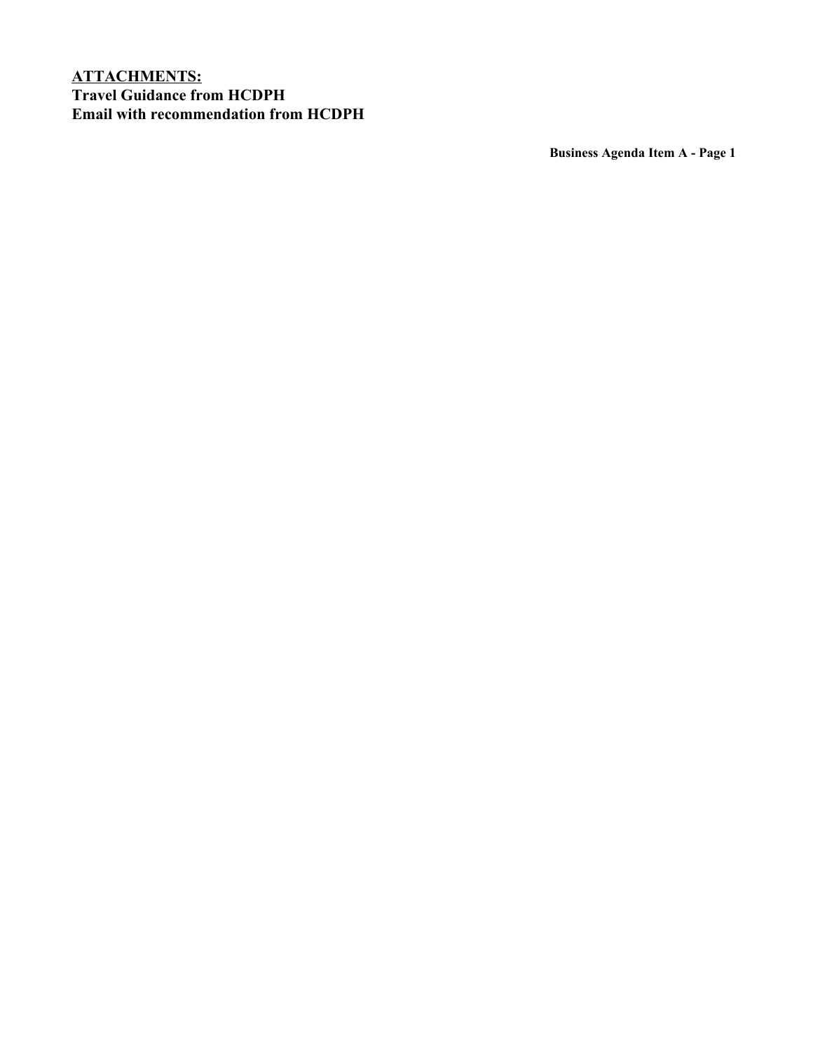**ATTACHMENTS:**

**Travel Guidance from HCDPH**

**Email with recommendation from HCDPH**

**Business Agenda Item A - Page 1**